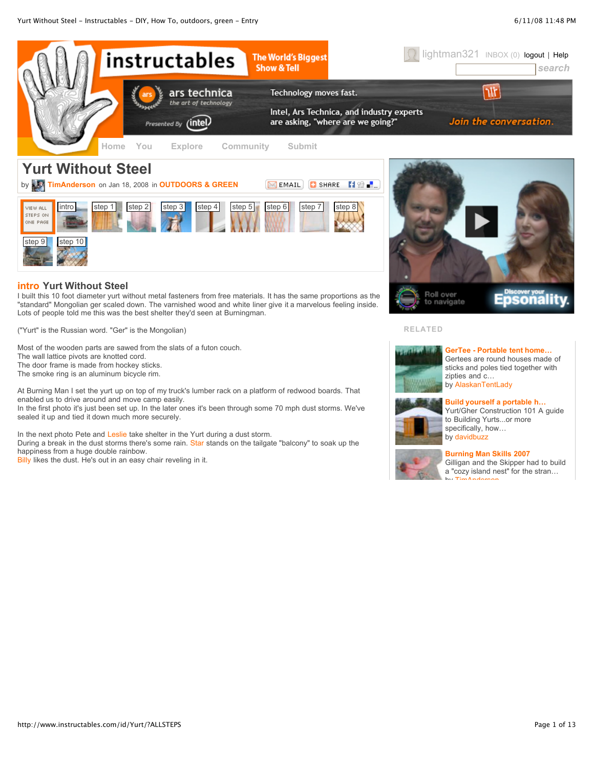# Yurt Without Steel

by TimAnderson on Jan 18, 2008 in OUTDOORS & GREEN

## intro Yurt Without Steel

I built this 10 foot diameter yurt without metal fasteners from free materials. It has the same proportions as the "standard" Mongolian ger scaled down. The varnished wood and white liner give it a marvelous feeling inside. Lots of people told me this was the best shelter they'd seen at Burningman.

("Yurt" is the Russian word. "Ger" is the Mongolian)

Most of the wooden parts are sawed from the slats of a futon couch.
The wall lattice pivots are knotted cord.
The door frame is made from hockey sticks.
The smoke ring is an aluminum bicycle rim.

At Burning Man I set the yurt up on top of my truck's lumber rack on a platform of redwood boards. That enabled us to drive around and move camp easily.
In the first photo it's just been set up. In the later ones it's been through some 70 mph dust storms. We've sealed it up and tied it down much more securely.

In the next photo Pete and Leslie take shelter in the Yurt during a dust storm.
During a break in the dust storms there's some rain. Star stands on the tailgate "balcony" to soak up the happiness from a huge double rainbow.
Billy likes the dust. He's out in an easy chair reveling in it.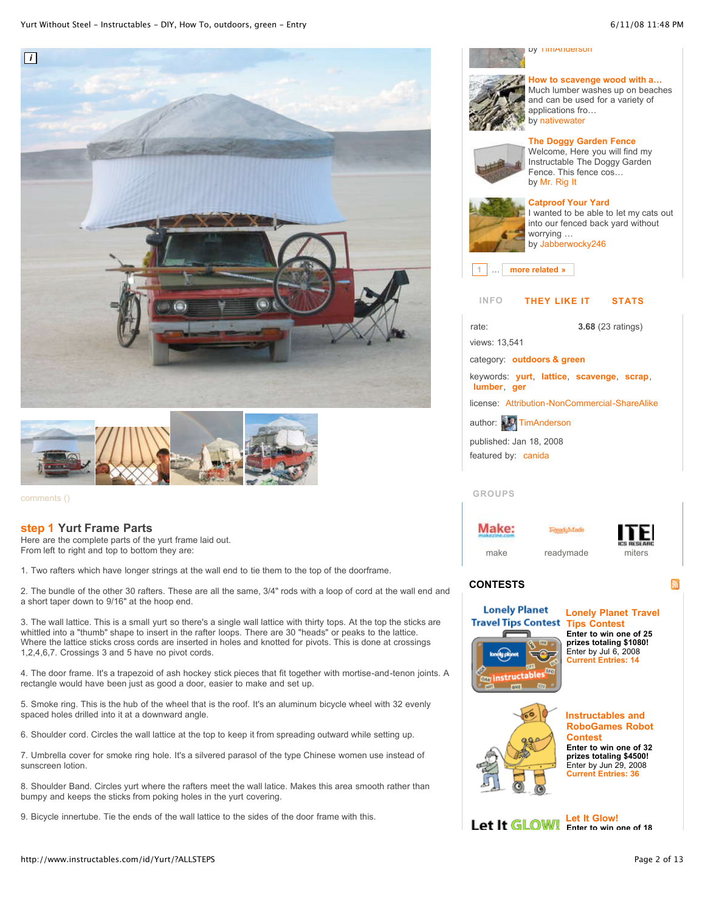comments ()

## step 1 Yurt Frame Parts

Here are the complete parts of the yurt frame laid out.
From left to right and top to bottom they are:

1. Two rafters which have longer strings at the wall end to tie them to the top of the doorframe.

2. The bundle of the other 30 rafters. These are all the same, 3/4" rods with a loop of cord at the wall end and a short taper down to 9/16" at the hoop end.

3. The wall lattice. This is a small yurt so there's a single wall lattice with thirty tops. At the top the sticks are whittled into a "thumb" shape to insert in the rafter loops. There are 30 "heads" or peaks to the lattice. Where the lattice sticks cross cords are inserted in holes and knotted for pivots. This is done at crossings 1,2,4,6,7. Crossings 3 and 5 have no pivot cords.

4. The door frame. It's a trapezoid of ash hockey stick pieces that fit together with mortise-and-tenon joints. A rectangle would have been just as good a door, easier to make and set up.

5. Smoke ring. This is the hub of the wheel that is the roof. It's an aluminum bicycle wheel with 32 evenly spaced holes drilled into it at a downward angle.

6. Shoulder cord. Circles the wall lattice at the top to keep it from spreading outward while setting up.

7. Umbrella cover for smoke ring hole. It's a silvered parasol of the type Chinese women use instead of sunscreen lotion.

8. Shoulder Band. Circles yurt where the rafters meet the wall latice. Makes this area smooth rather than bumpy and keeps the sticks from poking holes in the yurt covering.

9. Bicycle innertube. Tie the ends of the wall lattice to the sides of the door frame with this.

---

by TimAnderson

**How to scavenge wood with a…**
Much lumber washes up on beaches and can be used for a variety of applications fro…
by nativewater

**The Doggy Garden Fence**
Welcome, Here you will find my Instructable The Doggy Garden Fence. This fence cos…
by Mr. Rig It

**Catproof Your Yard**
I wanted to be able to let my cats out into our fenced back yard without worrying …
by Jabberwocky246

1 … more related »

INFO THEY LIKE IT STATS

rate: **3.68** (23 ratings)
views: 13,541
category: outdoors & green
keywords: yurt, lattice, scavenge, scrap, lumber, ger
license: Attribution-NonCommercial-ShareAlike
author: TimAnderson
published: Jan 18, 2008
featured by: canida

GROUPS

make readymade miters

### CONTESTS

**Lonely Planet Travel Tips Contest**
**Enter to win one of 25 prizes totaling $1080!**
Enter by Jul 6, 2008
**Current Entries: 14**

**Instructables and RoboGames Robot Contest**
**Enter to win one of 32 prizes totaling $4500!**
Enter by Jun 29, 2008
**Current Entries: 36**

**Let It Glow!**
**Enter to win one of 18**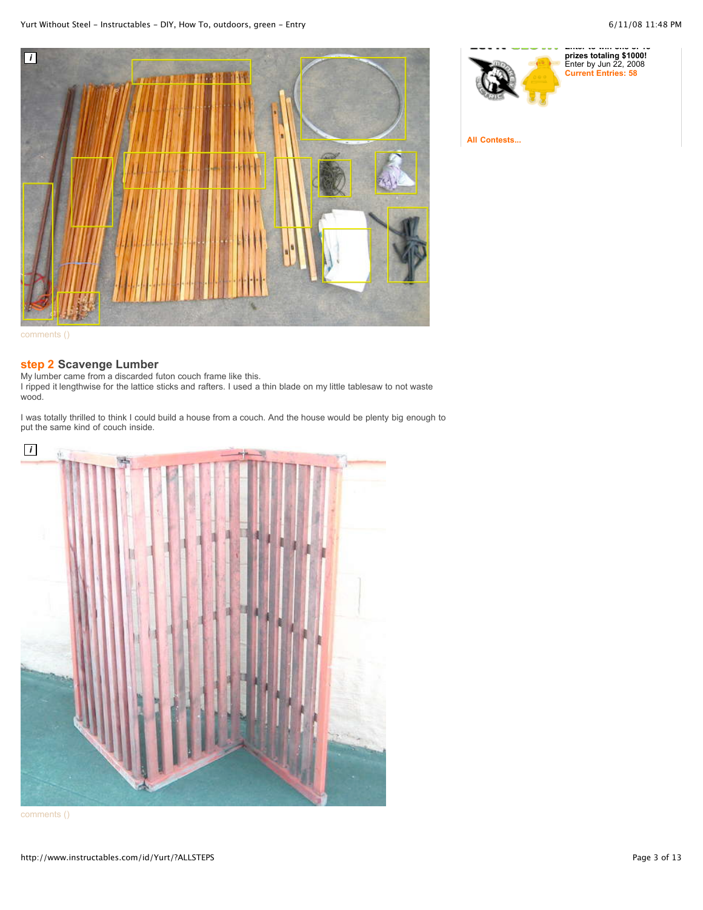comments ()

## step 2 Scavenge Lumber

My lumber came from a discarded futon couch frame like this.
I ripped it lengthwise for the lattice sticks and rafters. I used a thin blade on my little tablesaw to not waste wood.

I was totally thrilled to think I could build a house from a couch. And the house would be plenty big enough to put the same kind of couch inside.

comments ()

prizes totaling $1000!
Enter by Jun 22, 2008
**Current Entries: 58**

**All Contests...**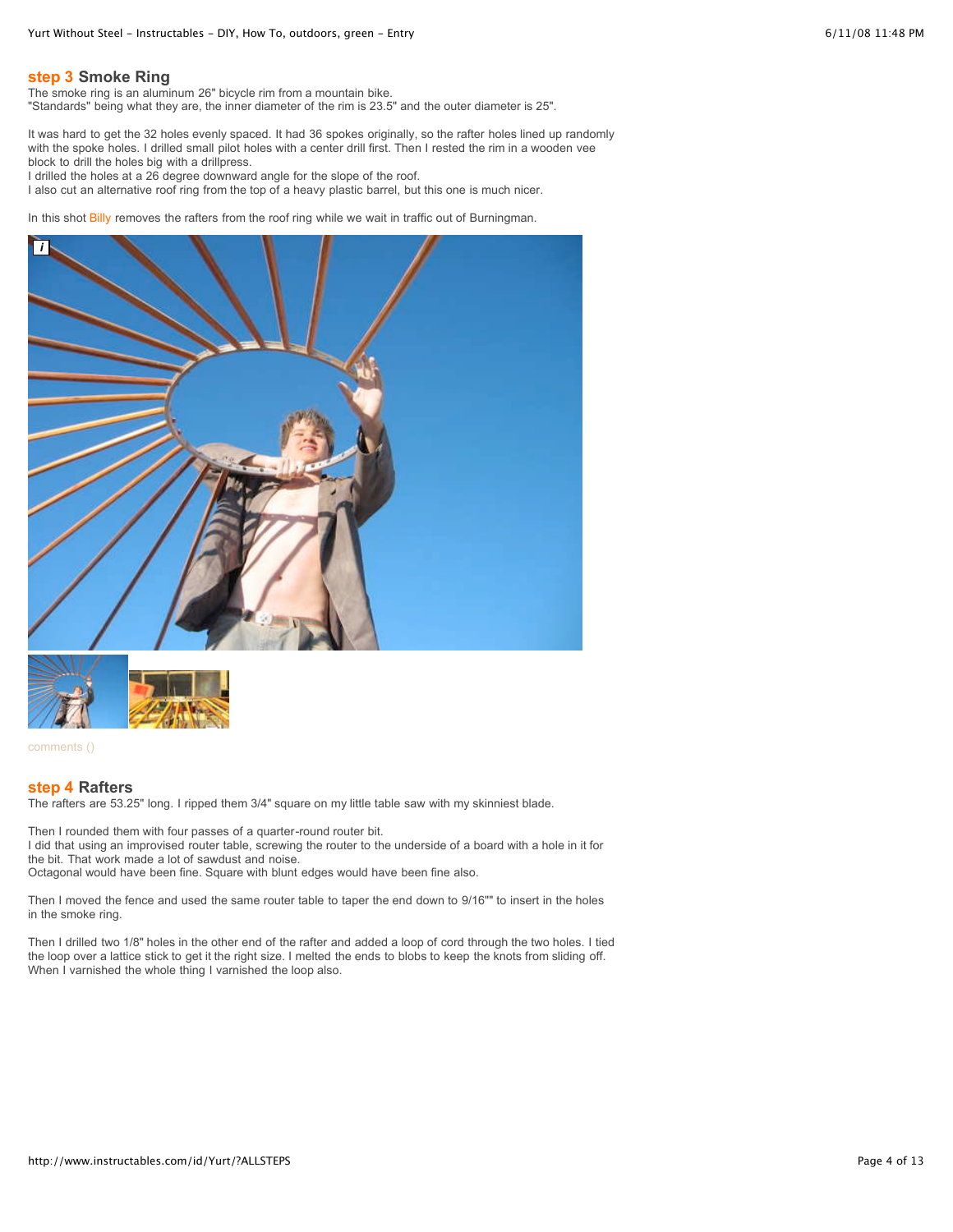## step 3 Smoke Ring

The smoke ring is an aluminum 26" bicycle rim from a mountain bike.
"Standards" being what they are, the inner diameter of the rim is 23.5" and the outer diameter is 25".

It was hard to get the 32 holes evenly spaced. It had 36 spokes originally, so the rafter holes lined up randomly with the spoke holes. I drilled small pilot holes with a center drill first. Then I rested the rim in a wooden vee block to drill the holes big with a drillpress.
I drilled the holes at a 26 degree downward angle for the slope of the roof.
I also cut an alternative roof ring from the top of a heavy plastic barrel, but this one is much nicer.

In this shot Billy removes the rafters from the roof ring while we wait in traffic out of Burningman.

comments ()

## step 4 Rafters

The rafters are 53.25" long. I ripped them 3/4" square on my little table saw with my skinniest blade.

Then I rounded them with four passes of a quarter-round router bit.
I did that using an improvised router table, screwing the router to the underside of a board with a hole in it for the bit. That work made a lot of sawdust and noise.
Octagonal would have been fine. Square with blunt edges would have been fine also.

Then I moved the fence and used the same router table to taper the end down to 9/16"" to insert in the holes in the smoke ring.

Then I drilled two 1/8" holes in the other end of the rafter and added a loop of cord through the two holes. I tied the loop over a lattice stick to get it the right size. I melted the ends to blobs to keep the knots from sliding off. When I varnished the whole thing I varnished the loop also.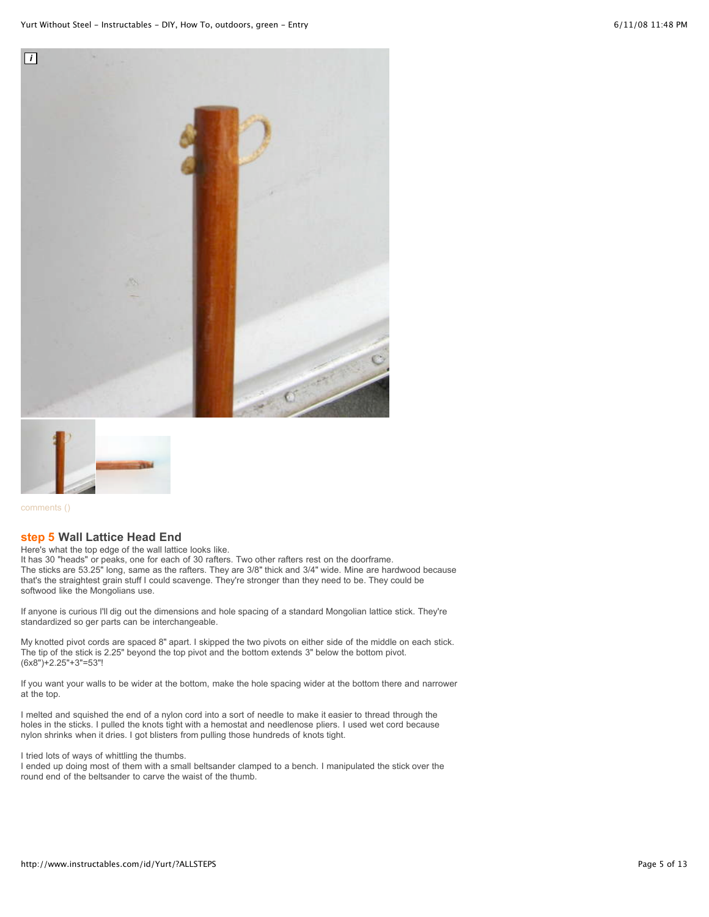comments ()

## step 5 Wall Lattice Head End

Here's what the top edge of the wall lattice looks like.
It has 30 "heads" or peaks, one for each of 30 rafters. Two other rafters rest on the doorframe.
The sticks are 53.25" long, same as the rafters. They are 3/8" thick and 3/4" wide. Mine are hardwood because that's the straightest grain stuff I could scavenge. They're stronger than they need to be. They could be softwood like the Mongolians use.

If anyone is curious I'll dig out the dimensions and hole spacing of a standard Mongolian lattice stick. They're standardized so ger parts can be interchangeable.

My knotted pivot cords are spaced 8" apart. I skipped the two pivots on either side of the middle on each stick. The tip of the stick is 2.25" beyond the top pivot and the bottom extends 3" below the bottom pivot.
(6x8")+2.25"+3"=53"!

If you want your walls to be wider at the bottom, make the hole spacing wider at the bottom there and narrower at the top.

I melted and squished the end of a nylon cord into a sort of needle to make it easier to thread through the holes in the sticks. I pulled the knots tight with a hemostat and needlenose pliers. I used wet cord because nylon shrinks when it dries. I got blisters from pulling those hundreds of knots tight.

I tried lots of ways of whittling the thumbs.
I ended up doing most of them with a small beltsander clamped to a bench. I manipulated the stick over the round end of the beltsander to carve the waist of the thumb.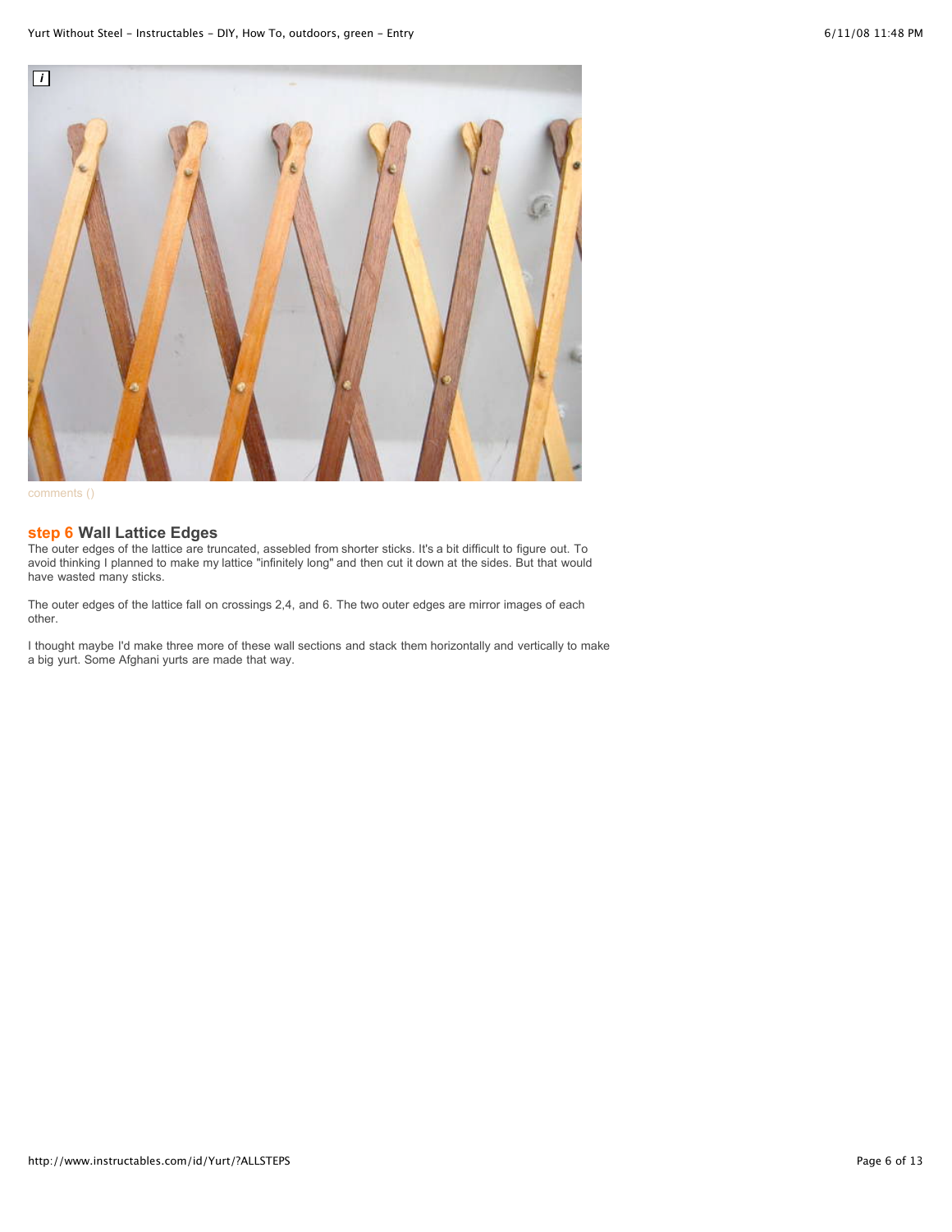comments ()

## step 6 Wall Lattice Edges

The outer edges of the lattice are truncated, assebled from shorter sticks. It's a bit difficult to figure out. To avoid thinking I planned to make my lattice "infinitely long" and then cut it down at the sides. But that would have wasted many sticks.

The outer edges of the lattice fall on crossings 2,4, and 6. The two outer edges are mirror images of each other.

I thought maybe I'd make three more of these wall sections and stack them horizontally and vertically to make a big yurt. Some Afghani yurts are made that way.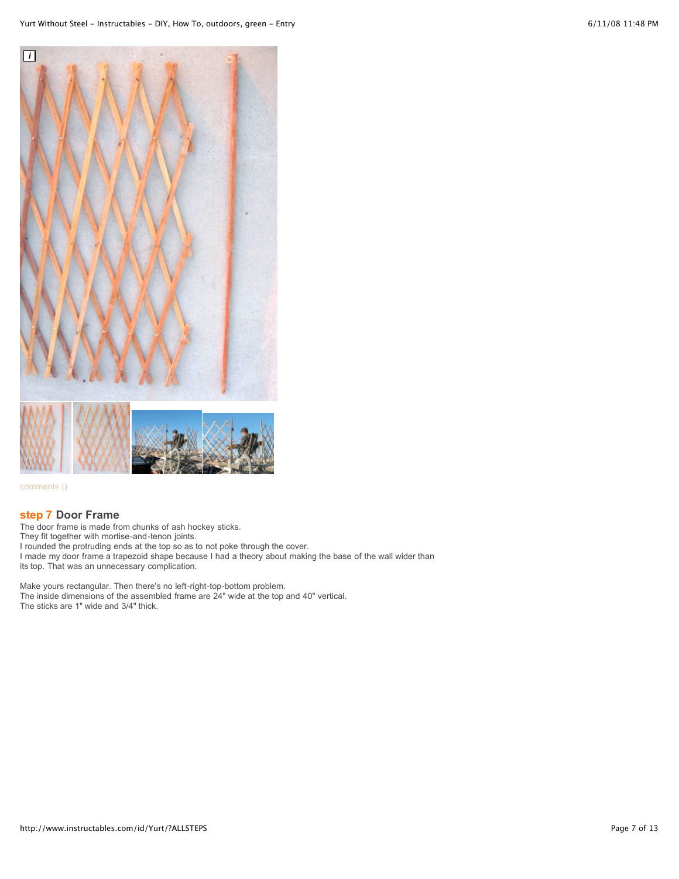comments ()

## step 7 Door Frame

The door frame is made from chunks of ash hockey sticks.
They fit together with mortise-and-tenon joints.
I rounded the protruding ends at the top so as to not poke through the cover.
I made my door frame a trapezoid shape because I had a theory about making the base of the wall wider than its top. That was an unnecessary complication.

Make yours rectangular. Then there's no left-right-top-bottom problem.
The inside dimensions of the assembled frame are 24" wide at the top and 40" vertical.
The sticks are 1" wide and 3/4" thick.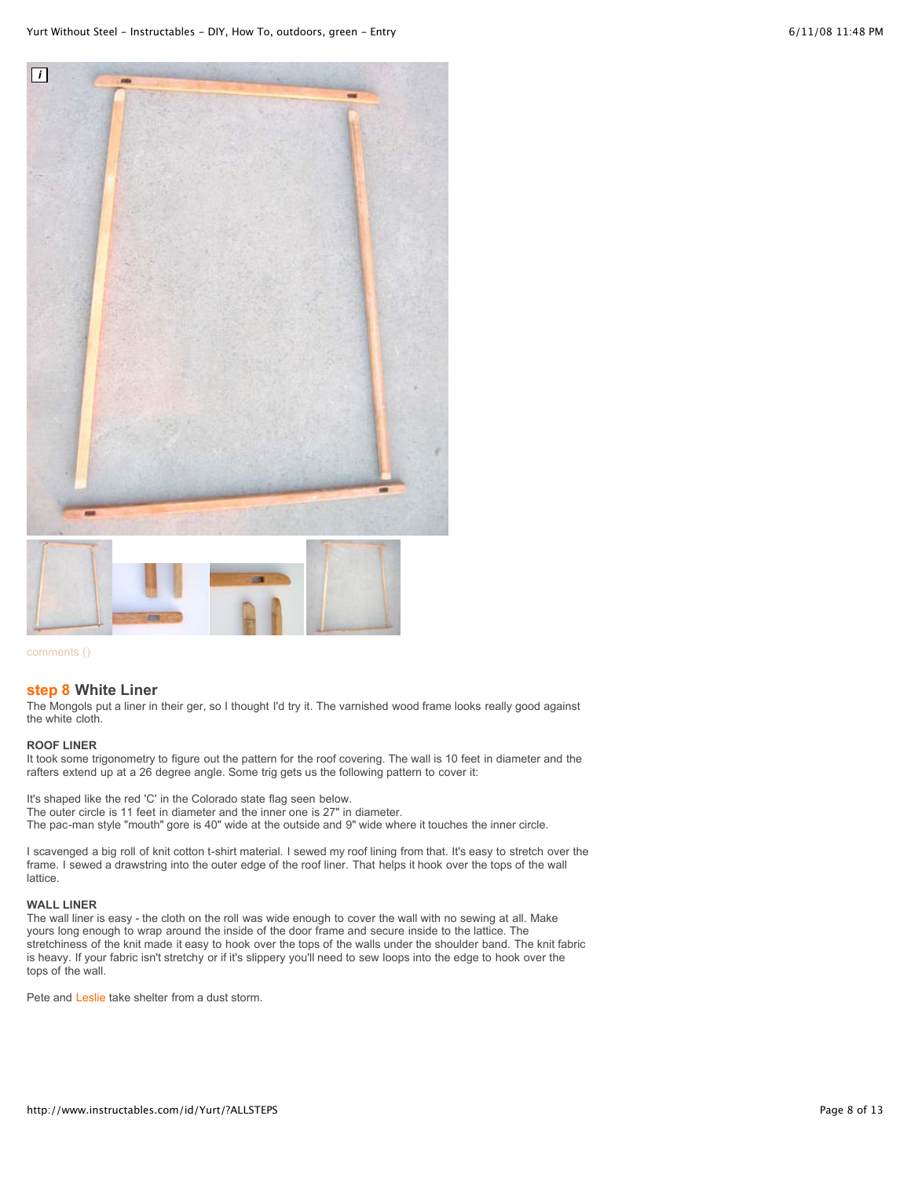comments ()

## step 8 White Liner

The Mongols put a liner in their ger, so I thought I'd try it. The varnished wood frame looks really good against the white cloth.

### ROOF LINER

It took some trigonometry to figure out the pattern for the roof covering. The wall is 10 feet in diameter and the rafters extend up at a 26 degree angle. Some trig gets us the following pattern to cover it:

It's shaped like the red 'C' in the Colorado state flag seen below.
The outer circle is 11 feet in diameter and the inner one is 27" in diameter.
The pac-man style "mouth" gore is 40" wide at the outside and 9" wide where it touches the inner circle.

I scavenged a big roll of knit cotton t-shirt material. I sewed my roof lining from that. It's easy to stretch over the frame. I sewed a drawstring into the outer edge of the roof liner. That helps it hook over the tops of the wall lattice.

### WALL LINER

The wall liner is easy - the cloth on the roll was wide enough to cover the wall with no sewing at all. Make yours long enough to wrap around the inside of the door frame and secure inside to the lattice. The stretchiness of the knit made it easy to hook over the tops of the walls under the shoulder band. The knit fabric is heavy. If your fabric isn't stretchy or if it's slippery you'll need to sew loops into the edge to hook over the tops of the wall.

Pete and Leslie take shelter from a dust storm.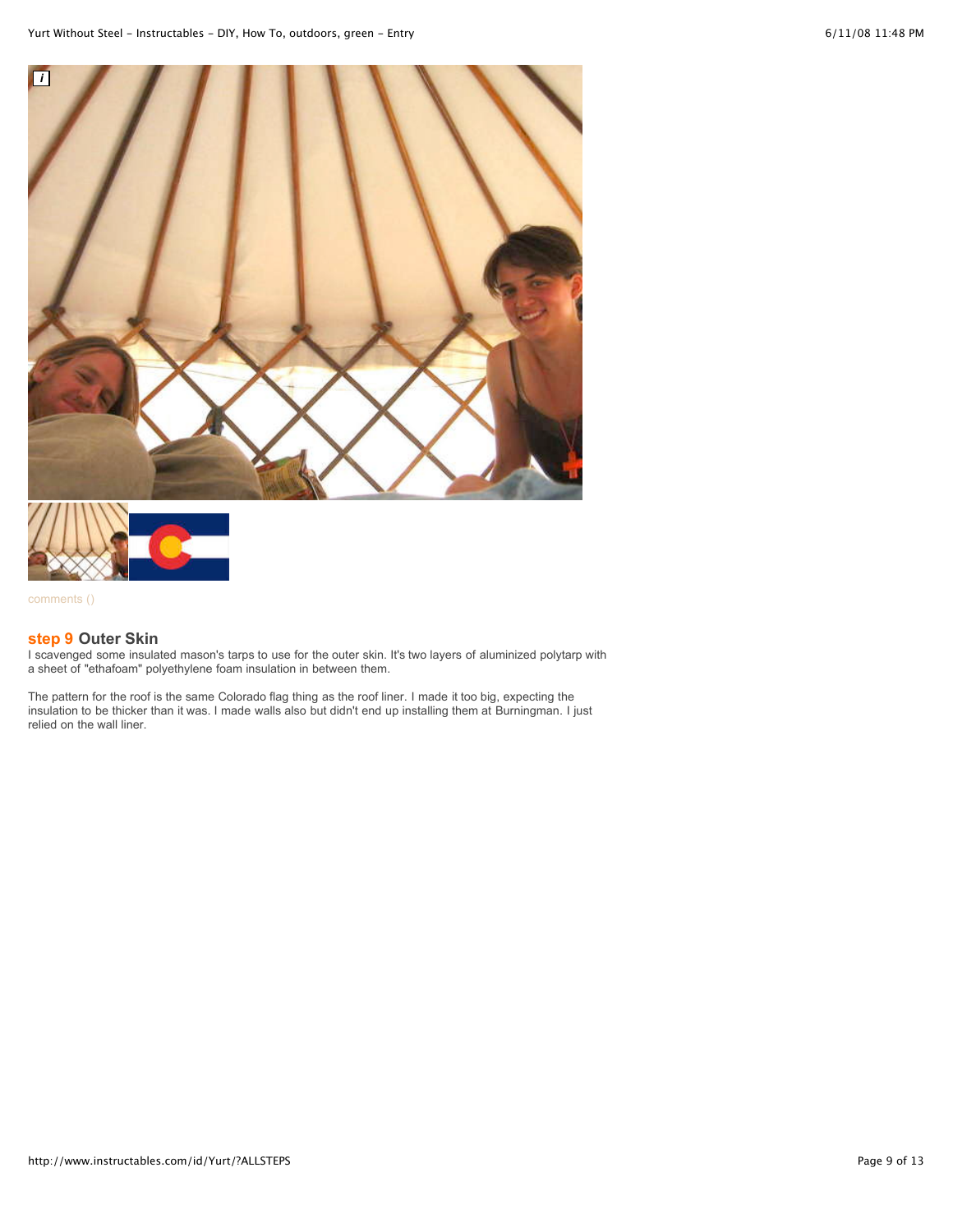comments ()

## step 9 Outer Skin

I scavenged some insulated mason's tarps to use for the outer skin. It's two layers of aluminized polytarp with a sheet of "ethafoam" polyethylene foam insulation in between them.

The pattern for the roof is the same Colorado flag thing as the roof liner. I made it too big, expecting the insulation to be thicker than it was. I made walls also but didn't end up installing them at Burningman. I just relied on the wall liner.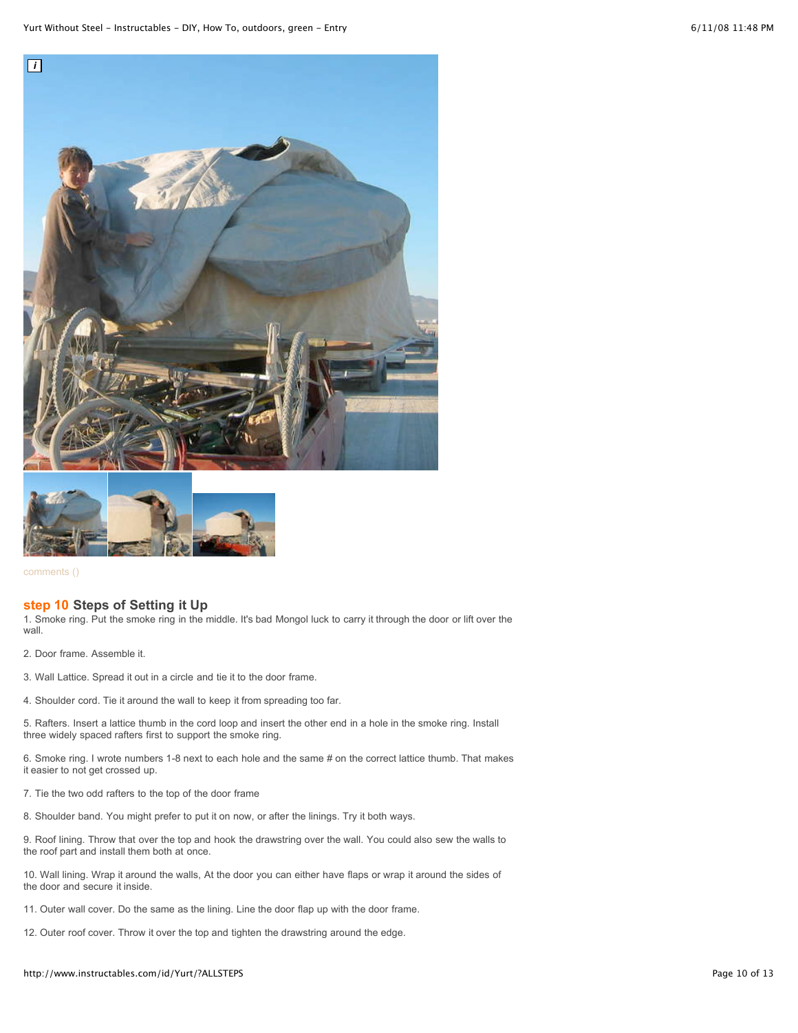comments ()

## step 10 Steps of Setting it Up

1. Smoke ring. Put the smoke ring in the middle. It's bad Mongol luck to carry it through the door or lift over the wall.

2. Door frame. Assemble it.

3. Wall Lattice. Spread it out in a circle and tie it to the door frame.

4. Shoulder cord. Tie it around the wall to keep it from spreading too far.

5. Rafters. Insert a lattice thumb in the cord loop and insert the other end in a hole in the smoke ring. Install three widely spaced rafters first to support the smoke ring.

6. Smoke ring. I wrote numbers 1-8 next to each hole and the same # on the correct lattice thumb. That makes it easier to not get crossed up.

7. Tie the two odd rafters to the top of the door frame

8. Shoulder band. You might prefer to put it on now, or after the linings. Try it both ways.

9. Roof lining. Throw that over the top and hook the drawstring over the wall. You could also sew the walls to the roof part and install them both at once.

10. Wall lining. Wrap it around the walls, At the door you can either have flaps or wrap it around the sides of the door and secure it inside.

11. Outer wall cover. Do the same as the lining. Line the door flap up with the door frame.

12. Outer roof cover. Throw it over the top and tighten the drawstring around the edge.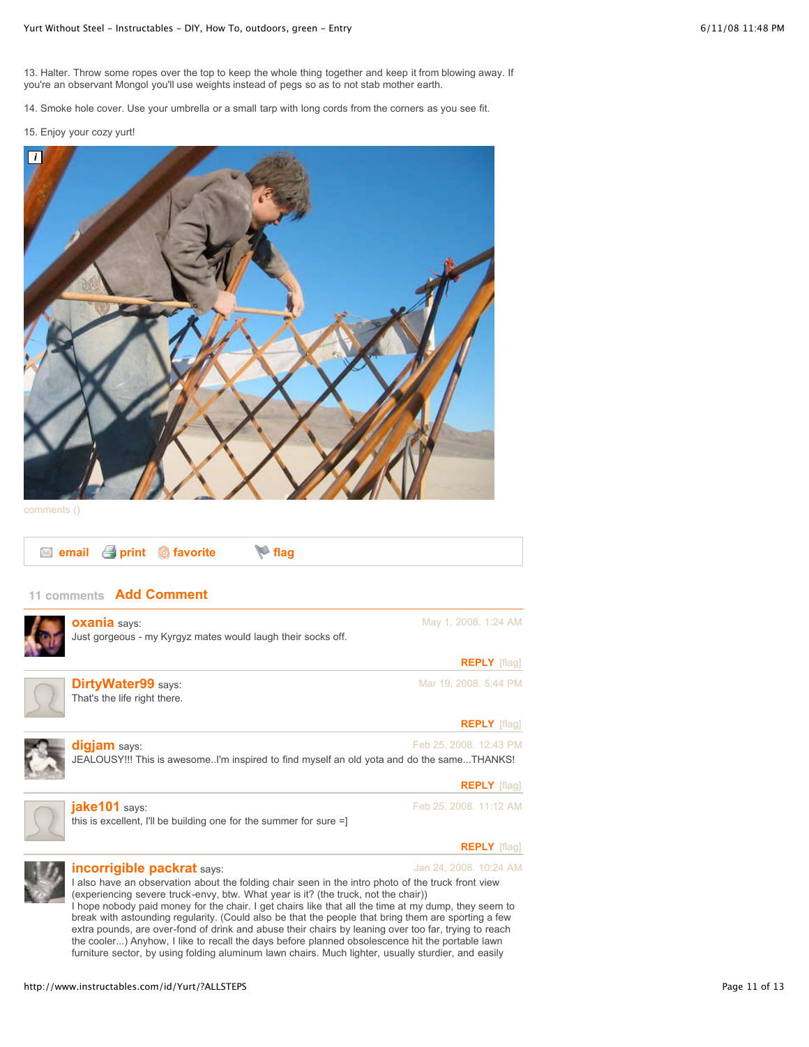13. Halter. Throw some ropes over the top to keep the whole thing together and keep it from blowing away. If you're an observant Mongol you'll use weights instead of pegs so as to not stab mother earth.

14. Smoke hole cover. Use your umbrella or a small tarp with long cords from the corners as you see fit.

15. Enjoy your cozy yurt!

comments ()

email print favorite flag

11 comments **Add Comment**

**oxania** says: May 1, 2008. 1:24 AM

Just gorgeous - my Kyrgyz mates would laugh their socks off.

REPLY [flag]

**DirtyWater99** says: Mar 19, 2008. 5:44 PM

That's the life right there.

REPLY [flag]

**digjam** says: Feb 25, 2008. 12:43 PM

JEALOUSY!!! This is awesome..I'm inspired to find myself an old yota and do the same...THANKS!

REPLY [flag]

**jake101** says: Feb 25, 2008. 11:12 AM

this is excellent, I'll be building one for the summer for sure =]

REPLY [flag]

**incorrigible packrat** says: Jan 24, 2008. 10:24 AM

I also have an observation about the folding chair seen in the intro photo of the truck front view (experiencing severe truck-envy, btw. What year is it? (the truck, not the chair))
I hope nobody paid money for the chair. I get chairs like that all the time at my dump, they seem to break with astounding regularity. (Could also be that the people that bring them are sporting a few extra pounds, are over-fond of drink and abuse their chairs by leaning over too far, trying to reach the cooler...) Anyhow, I like to recall the days before planned obsolescence hit the portable lawn furniture sector, by using folding aluminum lawn chairs. Much lighter, usually sturdier, and easily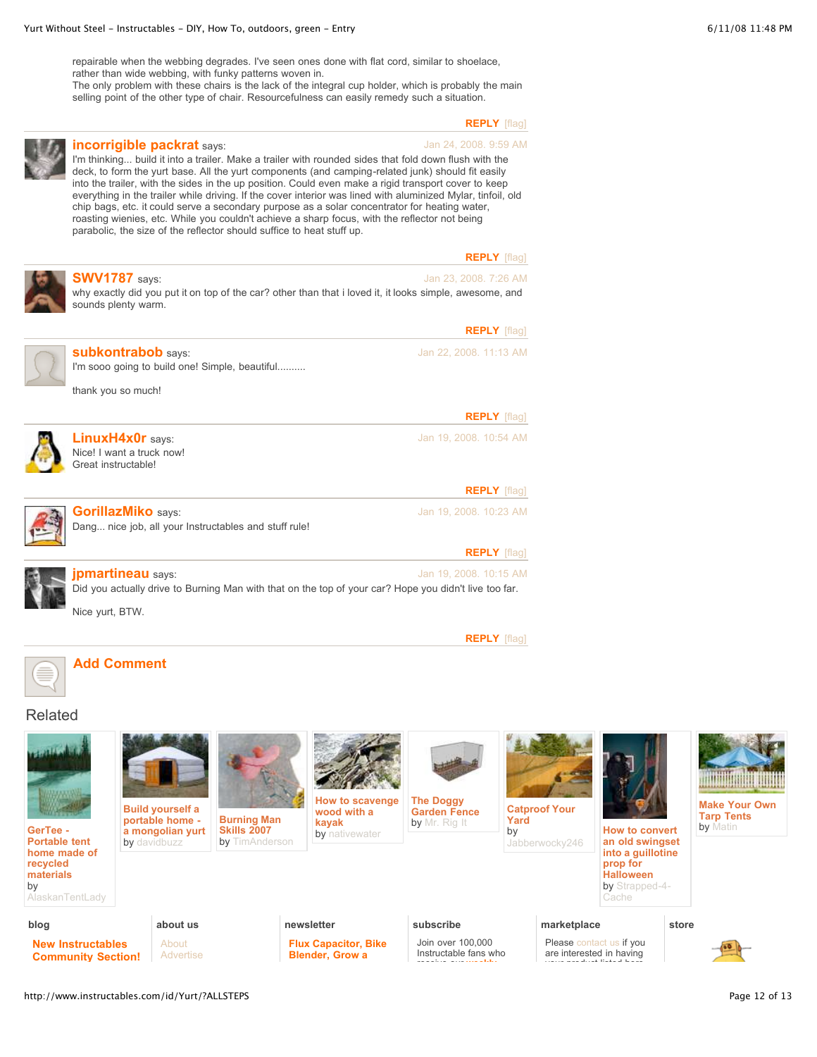repairable when the webbing degrades. I've seen ones done with flat cord, similar to shoelace, rather than wide webbing, with funky patterns woven in.
The only problem with these chairs is the lack of the integral cup holder, which is probably the main selling point of the other type of chair. Resourcefulness can easily remedy such a situation.

REPLY [flag]

---

**incorrigible packrat** says: Jan 24, 2008. 9:59 AM

I'm thinking... build it into a trailer. Make a trailer with rounded sides that fold down flush with the deck, to form the yurt base. All the yurt components (and camping-related junk) should fit easily into the trailer, with the sides in the up position. Could even make a rigid transport cover to keep everything in the trailer while driving. If the cover interior was lined with aluminized Mylar, tinfoil, old chip bags, etc. it could serve a secondary purpose as a solar concentrator for heating water, roasting wienies, etc. While you couldn't achieve a sharp focus, with the reflector not being parabolic, the size of the reflector should suffice to heat stuff up.

REPLY [flag]

---

**SWV1787** says: Jan 23, 2008. 7:26 AM

why exactly did you put it on top of the car? other than that i loved it, it looks simple, awesome, and sounds plenty warm.

REPLY [flag]

---

**subkontrabob** says: Jan 22, 2008. 11:13 AM

I'm sooo going to build one! Simple, beautiful..........

thank you so much!

REPLY [flag]

---

**LinuxH4x0r** says: Jan 19, 2008. 10:54 AM

Nice! I want a truck now!
Great instructable!

REPLY [flag]

---

**GorillazMiko** says: Jan 19, 2008. 10:23 AM

Dang... nice job, all your Instructables and stuff rule!

REPLY [flag]

---

**jpmartineau** says: Jan 19, 2008. 10:15 AM

Did you actually drive to Burning Man with that on the top of your car? Hope you didn't live too far.

Nice yurt, BTW.

REPLY [flag]

---

**Add Comment**

## Related

- **GerTee - Portable tent home made of recycled materials** by AlaskanTentLady
- **Build yourself a portable home - a mongolian yurt** by davidbuzz
- **Burning Man Skills 2007** by TimAnderson
- **How to scavenge wood with a kayak** by nativewater
- **The Doggy Garden Fence** by Mr. Rig It
- **Catproof Your Yard** by Jabberwocky246
- **How to convert an old swingset into a guillotine prop for Halloween** by Strapped-4-Cache
- **Make Your Own Tarp Tents** by Matin

**blog**
New Instructables Community Section!

**about us**
About
Advertise

**newsletter**
Flux Capacitor, Bike Blender, Grow a

**subscribe**
Join over 100,000 Instructable fans who

**marketplace**
Please contact us if you are interested in having

**store**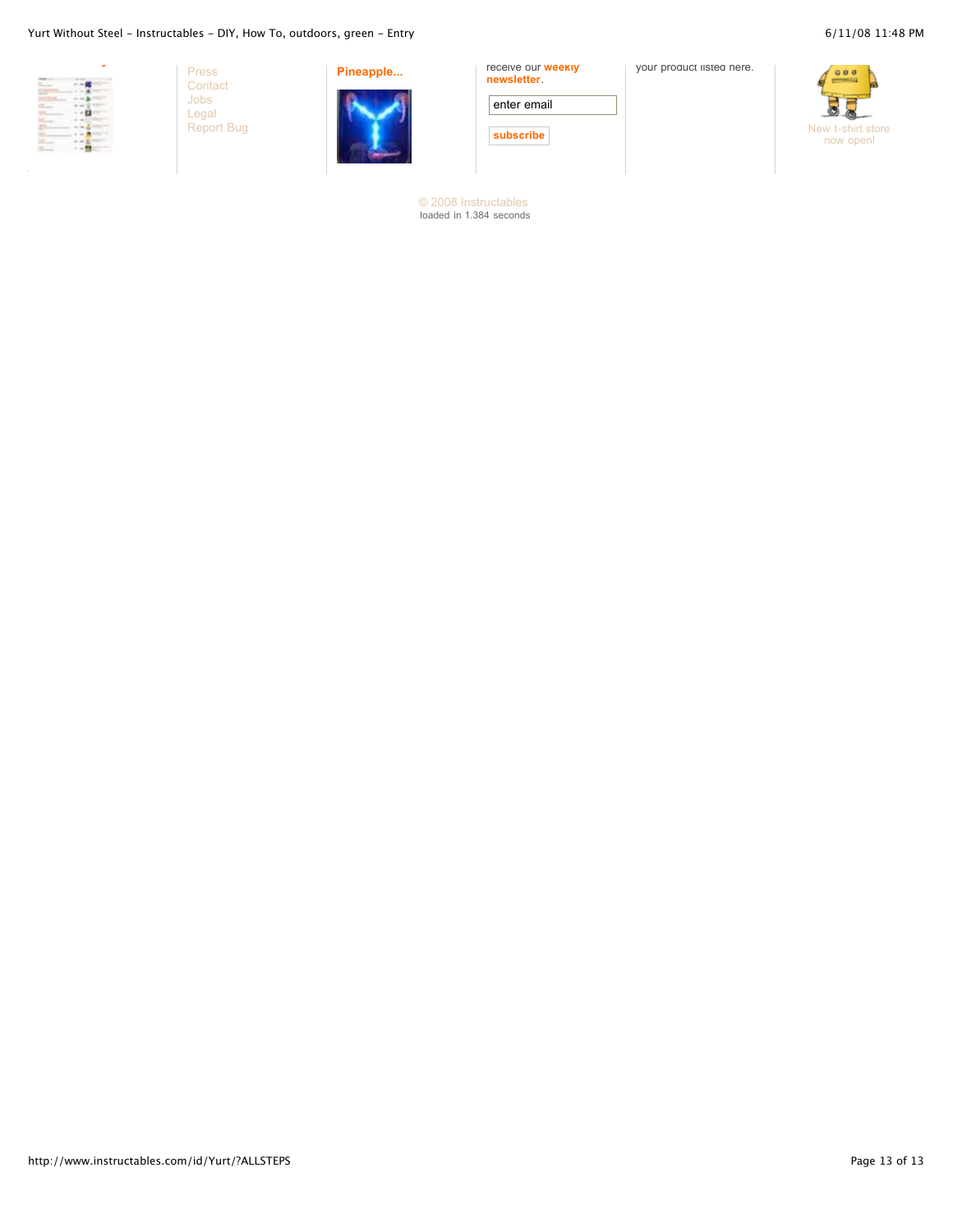Press
Contact
Jobs
Legal
Report Bug

**Pineapple...**

receive our **weekly newsletter**.

enter email

**subscribe**

your product listed here.

New t-shirt store now open!

© 2008 Instructables
loaded in 1.384 seconds